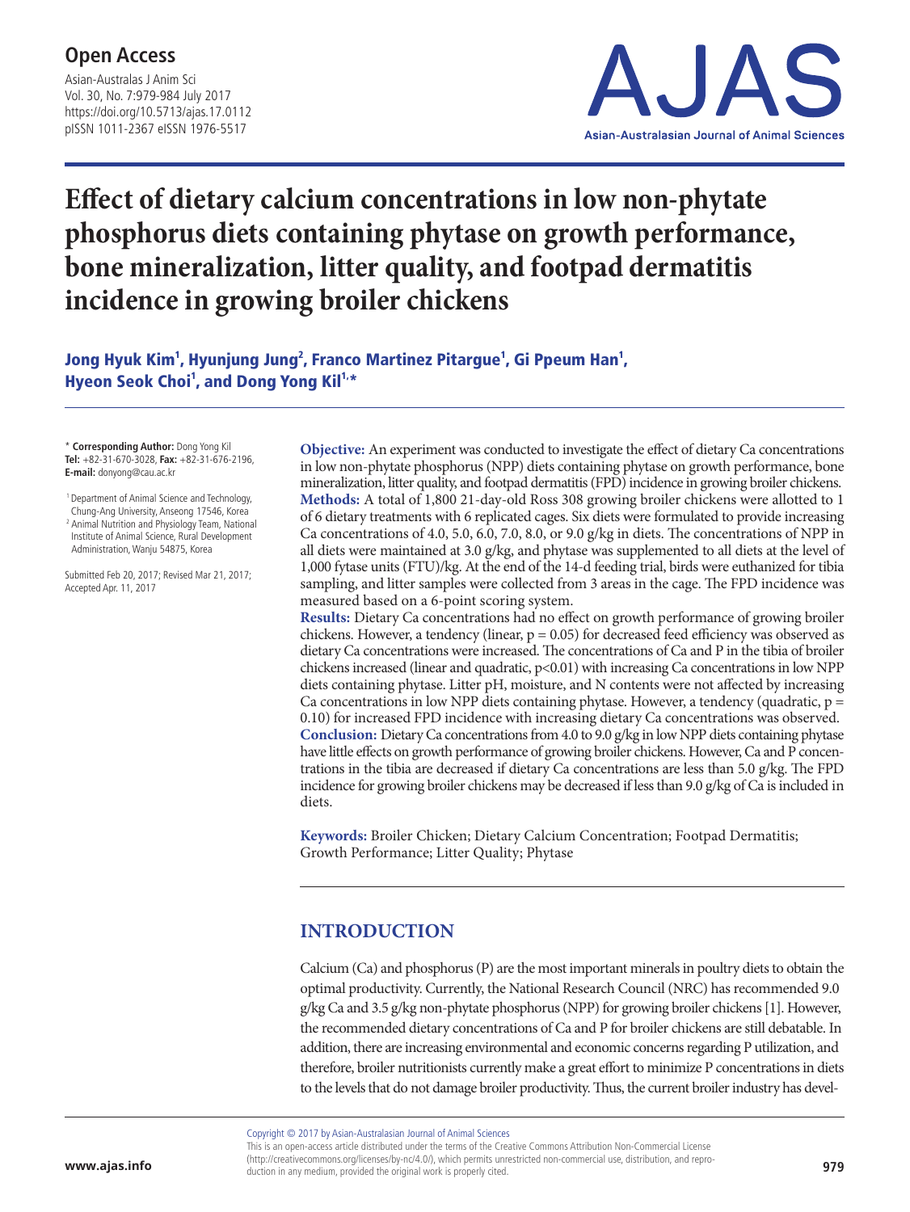# Effect of dietary calcium concentrations in low non-phytate phosphorus diets containing phytase on growth performance, bone mineralization, litter quality, and footpad dermatitis incidence in growing broiler chickens

**Jong Hyuk Kim[1], Hyunjung Jung[2], Franco Martinez Pitargue[1], Gi Ppeum Han[1], Hyeon Seok Choi[1], and Dong Yong Kil[1,*]**

\* **Corresponding Author:** Dong Yong Kil
**Tel:** +82-31-670-3028, **Fax:** +82-31-676-2196,
**E-mail:** donyong@cau.ac.kr

[1] Department of Animal Science and Technology, Chung-Ang University, Anseong 17546, Korea
[2] Animal Nutrition and Physiology Team, National Institute of Animal Science, Rural Development Administration, Wanju 54875, Korea

Submitted Feb 20, 2017; Revised Mar 21, 2017; Accepted Apr. 11, 2017

**Objective:** An experiment was conducted to investigate the effect of dietary Ca concentrations in low non-phytate phosphorus (NPP) diets containing phytase on growth performance, bone mineralization, litter quality, and footpad dermatitis (FPD) incidence in growing broiler chickens.
**Methods:** A total of 1,800 21-day-old Ross 308 growing broiler chickens were allotted to 1 of 6 dietary treatments with 6 replicated cages. Six diets were formulated to provide increasing Ca concentrations of 4.0, 5.0, 6.0, 7.0, 8.0, or 9.0 g/kg in diets. The concentrations of NPP in all diets were maintained at 3.0 g/kg, and phytase was supplemented to all diets at the level of 1,000 fytase units (FTU)/kg. At the end of the 14-d feeding trial, birds were euthanized for tibia sampling, and litter samples were collected from 3 areas in the cage. The FPD incidence was measured based on a 6-point scoring system.
**Results:** Dietary Ca concentrations had no effect on growth performance of growing broiler chickens. However, a tendency (linear, $p = 0.05$) for decreased feed efficiency was observed as dietary Ca concentrations were increased. The concentrations of Ca and P in the tibia of broiler chickens increased (linear and quadratic, $p<0.01$) with increasing Ca concentrations in low NPP diets containing phytase. Litter pH, moisture, and N contents were not affected by increasing Ca concentrations in low NPP diets containing phytase. However, a tendency (quadratic, $p = 0.10$) for increased FPD incidence with increasing dietary Ca concentrations was observed.
**Conclusion:** Dietary Ca concentrations from 4.0 to 9.0 g/kg in low NPP diets containing phytase have little effects on growth performance of growing broiler chickens. However, Ca and P concentrations in the tibia are decreased if dietary Ca concentrations are less than 5.0 g/kg. The FPD incidence for growing broiler chickens may be decreased if less than 9.0 g/kg of Ca is included in diets.

**Keywords:** Broiler Chicken; Dietary Calcium Concentration; Footpad Dermatitis; Growth Performance; Litter Quality; Phytase

## INTRODUCTION

Calcium (Ca) and phosphorus (P) are the most important minerals in poultry diets to obtain the optimal productivity. Currently, the National Research Council (NRC) has recommended 9.0 g/kg Ca and 3.5 g/kg non-phytate phosphorus (NPP) for growing broiler chickens [1]. However, the recommended dietary concentrations of Ca and P for broiler chickens are still debatable. In addition, there are increasing environmental and economic concerns regarding P utilization, and therefore, broiler nutritionists currently make a great effort to minimize P concentrations in diets to the levels that do not damage broiler productivity. Thus, the current broiler industry has devel-

Copyright © 2017 by Asian-Australasian Journal of Animal Sciences
This is an open-access article distributed under the terms of the Creative Commons Attribution Non-Commercial License (http://creativecommons.org/licenses/by-nc/4.0/), which permits unrestricted non-commercial use, distribution, and reproduction in any medium, provided the original work is properly cited.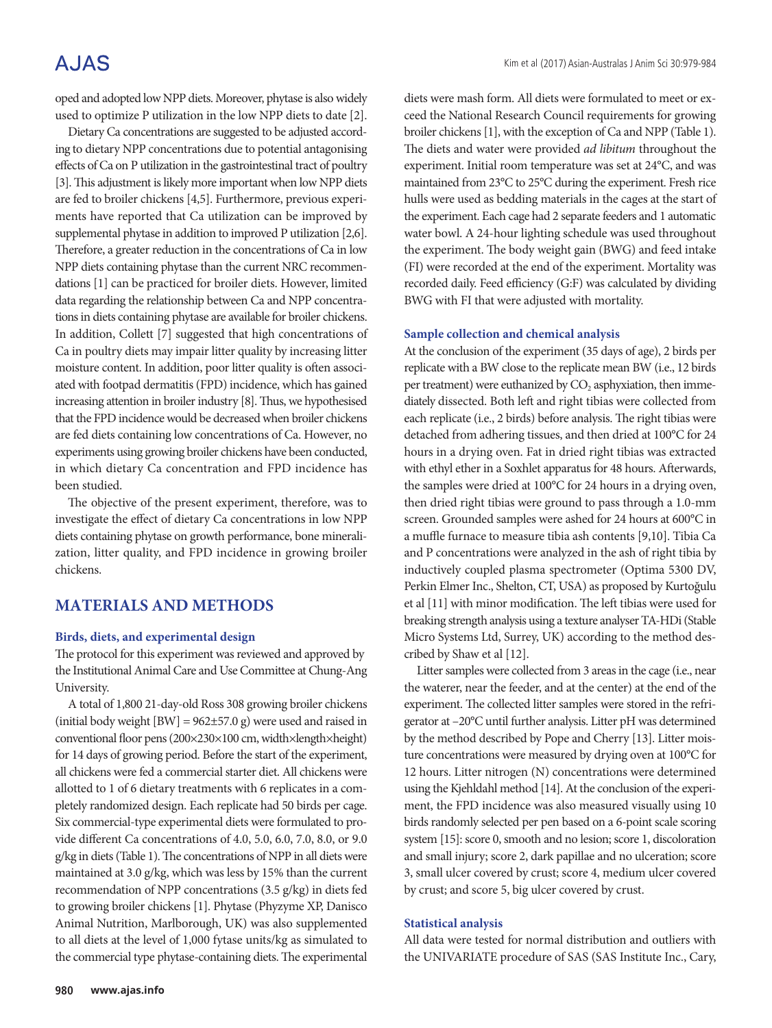oped and adopted low NPP diets. Moreover, phytase is also widely used to optimize P utilization in the low NPP diets to date [2].

Dietary Ca concentrations are suggested to be adjusted according to dietary NPP concentrations due to potential antagonising effects of Ca on P utilization in the gastrointestinal tract of poultry [3]. This adjustment is likely more important when low NPP diets are fed to broiler chickens [4,5]. Furthermore, previous experiments have reported that Ca utilization can be improved by supplemental phytase in addition to improved P utilization [2,6]. Therefore, a greater reduction in the concentrations of Ca in low NPP diets containing phytase than the current NRC recommendations [1] can be practiced for broiler diets. However, limited data regarding the relationship between Ca and NPP concentrations in diets containing phytase are available for broiler chickens. In addition, Collett [7] suggested that high concentrations of Ca in poultry diets may impair litter quality by increasing litter moisture content. In addition, poor litter quality is often associated with footpad dermatitis (FPD) incidence, which has gained increasing attention in broiler industry [8]. Thus, we hypothesised that the FPD incidence would be decreased when broiler chickens are fed diets containing low concentrations of Ca. However, no experiments using growing broiler chickens have been conducted, in which dietary Ca concentration and FPD incidence has been studied.

The objective of the present experiment, therefore, was to investigate the effect of dietary Ca concentrations in low NPP diets containing phytase on growth performance, bone mineralization, litter quality, and FPD incidence in growing broiler chickens.

## MATERIALS AND METHODS

### Birds, diets, and experimental design

The protocol for this experiment was reviewed and approved by the Institutional Animal Care and Use Committee at Chung-Ang University.

A total of 1,800 21-day-old Ross 308 growing broiler chickens (initial body weight [BW] = 962±57.0 g) were used and raised in conventional floor pens (200×230×100 cm, width×length×height) for 14 days of growing period. Before the start of the experiment, all chickens were fed a commercial starter diet. All chickens were allotted to 1 of 6 dietary treatments with 6 replicates in a completely randomized design. Each replicate had 50 birds per cage. Six commercial-type experimental diets were formulated to provide different Ca concentrations of 4.0, 5.0, 6.0, 7.0, 8.0, or 9.0 g/kg in diets (Table 1). The concentrations of NPP in all diets were maintained at 3.0 g/kg, which was less by 15% than the current recommendation of NPP concentrations (3.5 g/kg) in diets fed to growing broiler chickens [1]. Phytase (Phyzyme XP, Danisco Animal Nutrition, Marlborough, UK) was also supplemented to all diets at the level of 1,000 fytase units/kg as simulated to the commercial type phytase-containing diets. The experimental diets were mash form. All diets were formulated to meet or exceed the National Research Council requirements for growing broiler chickens [1], with the exception of Ca and NPP (Table 1). The diets and water were provided *ad libitum* throughout the experiment. Initial room temperature was set at 24°C, and was maintained from 23°C to 25°C during the experiment. Fresh rice hulls were used as bedding materials in the cages at the start of the experiment. Each cage had 2 separate feeders and 1 automatic water bowl. A 24-hour lighting schedule was used throughout the experiment. The body weight gain (BWG) and feed intake (FI) were recorded at the end of the experiment. Mortality was recorded daily. Feed efficiency (G:F) was calculated by dividing BWG with FI that were adjusted with mortality.

### Sample collection and chemical analysis

At the conclusion of the experiment (35 days of age), 2 birds per replicate with a BW close to the replicate mean BW (i.e., 12 birds per treatment) were euthanized by $CO_2$ asphyxiation, then immediately dissected. Both left and right tibias were collected from each replicate (i.e., 2 birds) before analysis. The right tibias were detached from adhering tissues, and then dried at 100°C for 24 hours in a drying oven. Fat in dried right tibias was extracted with ethyl ether in a Soxhlet apparatus for 48 hours. Afterwards, the samples were dried at 100°C for 24 hours in a drying oven, then dried right tibias were ground to pass through a 1.0-mm screen. Grounded samples were ashed for 24 hours at 600°C in a muffle furnace to measure tibia ash contents [9,10]. Tibia Ca and P concentrations were analyzed in the ash of right tibia by inductively coupled plasma spectrometer (Optima 5300 DV, Perkin Elmer Inc., Shelton, CT, USA) as proposed by Kurtoğulu et al [11] with minor modification. The left tibias were used for breaking strength analysis using a texture analyser TA-HDi (Stable Micro Systems Ltd, Surrey, UK) according to the method described by Shaw et al [12].

Litter samples were collected from 3 areas in the cage (i.e., near the waterer, near the feeder, and at the center) at the end of the experiment. The collected litter samples were stored in the refrigerator at –20°C until further analysis. Litter pH was determined by the method described by Pope and Cherry [13]. Litter moisture concentrations were measured by drying oven at 100°C for 12 hours. Litter nitrogen (N) concentrations were determined using the Kjehldahl method [14]. At the conclusion of the experiment, the FPD incidence was also measured visually using 10 birds randomly selected per pen based on a 6-point scale scoring system [15]: score 0, smooth and no lesion; score 1, discoloration and small injury; score 2, dark papillae and no ulceration; score 3, small ulcer covered by crust; score 4, medium ulcer covered by crust; and score 5, big ulcer covered by crust.

### Statistical analysis

All data were tested for normal distribution and outliers with the UNIVARIATE procedure of SAS (SAS Institute Inc., Cary,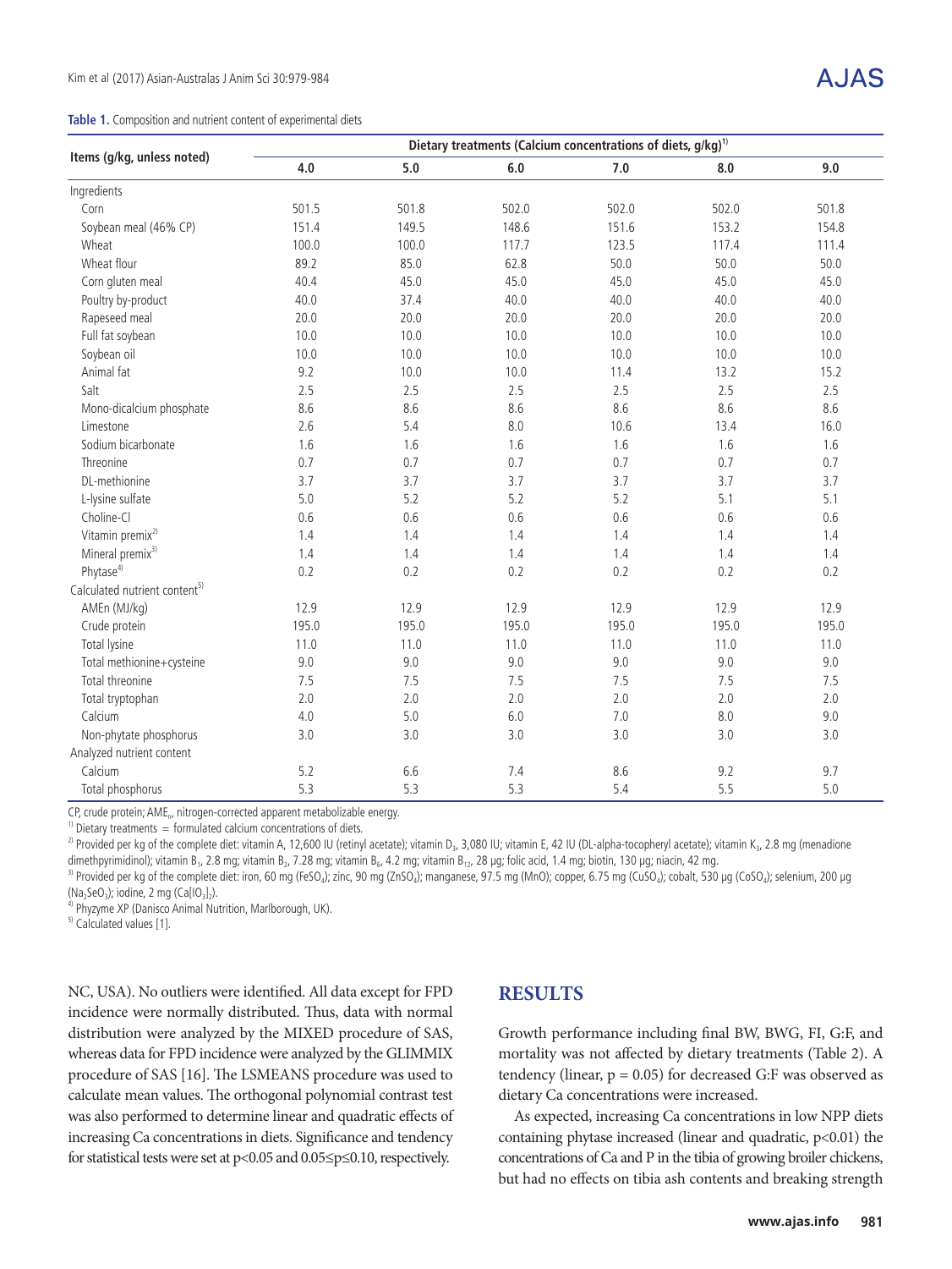**Table 1.** Composition and nutrient content of experimental diets

| Items (g/kg, unless noted) | Dietary treatments (Calcium concentrations of diets, g/kg)[1] | | | | | |
|---|---|---|---|---|---|---|
| | 4.0 | 5.0 | 6.0 | 7.0 | 8.0 | 9.0 |
| Ingredients | | | | | | |
| Corn | 501.5 | 501.8 | 502.0 | 502.0 | 502.0 | 501.8 |
| Soybean meal (46% CP) | 151.4 | 149.5 | 148.6 | 151.6 | 153.2 | 154.8 |
| Wheat | 100.0 | 100.0 | 117.7 | 123.5 | 117.4 | 111.4 |
| Wheat flour | 89.2 | 85.0 | 62.8 | 50.0 | 50.0 | 50.0 |
| Corn gluten meal | 40.4 | 45.0 | 45.0 | 45.0 | 45.0 | 45.0 |
| Poultry by-product | 40.0 | 37.4 | 40.0 | 40.0 | 40.0 | 40.0 |
| Rapeseed meal | 20.0 | 20.0 | 20.0 | 20.0 | 20.0 | 20.0 |
| Full fat soybean | 10.0 | 10.0 | 10.0 | 10.0 | 10.0 | 10.0 |
| Soybean oil | 10.0 | 10.0 | 10.0 | 10.0 | 10.0 | 10.0 |
| Animal fat | 9.2 | 10.0 | 10.0 | 11.4 | 13.2 | 15.2 |
| Salt | 2.5 | 2.5 | 2.5 | 2.5 | 2.5 | 2.5 |
| Mono-dicalcium phosphate | 8.6 | 8.6 | 8.6 | 8.6 | 8.6 | 8.6 |
| Limestone | 2.6 | 5.4 | 8.0 | 10.6 | 13.4 | 16.0 |
| Sodium bicarbonate | 1.6 | 1.6 | 1.6 | 1.6 | 1.6 | 1.6 |
| Threonine | 0.7 | 0.7 | 0.7 | 0.7 | 0.7 | 0.7 |
| DL-methionine | 3.7 | 3.7 | 3.7 | 3.7 | 3.7 | 3.7 |
| L-lysine sulfate | 5.0 | 5.2 | 5.2 | 5.2 | 5.1 | 5.1 |
| Choline-Cl | 0.6 | 0.6 | 0.6 | 0.6 | 0.6 | 0.6 |
| Vitamin premix[2] | 1.4 | 1.4 | 1.4 | 1.4 | 1.4 | 1.4 |
| Mineral premix[3] | 1.4 | 1.4 | 1.4 | 1.4 | 1.4 | 1.4 |
| Phytase[4] | 0.2 | 0.2 | 0.2 | 0.2 | 0.2 | 0.2 |
| Calculated nutrient content[5] | | | | | | |
| AMEn (MJ/kg) | 12.9 | 12.9 | 12.9 | 12.9 | 12.9 | 12.9 |
| Crude protein | 195.0 | 195.0 | 195.0 | 195.0 | 195.0 | 195.0 |
| Total lysine | 11.0 | 11.0 | 11.0 | 11.0 | 11.0 | 11.0 |
| Total methionine+cysteine | 9.0 | 9.0 | 9.0 | 9.0 | 9.0 | 9.0 |
| Total threonine | 7.5 | 7.5 | 7.5 | 7.5 | 7.5 | 7.5 |
| Total tryptophan | 2.0 | 2.0 | 2.0 | 2.0 | 2.0 | 2.0 |
| Calcium | 4.0 | 5.0 | 6.0 | 7.0 | 8.0 | 9.0 |
| Non-phytate phosphorus | 3.0 | 3.0 | 3.0 | 3.0 | 3.0 | 3.0 |
| Analyzed nutrient content | | | | | | |
| Calcium | 5.2 | 6.6 | 7.4 | 8.6 | 9.2 | 9.7 |
| Total phosphorus | 5.3 | 5.3 | 5.3 | 5.4 | 5.5 | 5.0 |

CP, crude protein; $AME_n$, nitrogen-corrected apparent metabolizable energy.

[1] Dietary treatments = formulated calcium concentrations of diets.

[2] Provided per kg of the complete diet: vitamin A, 12,600 IU (retinyl acetate); vitamin $D_3$, 3,080 IU; vitamin E, 42 IU (DL-alpha-tocopheryl acetate); vitamin $K_3$, 2.8 mg (menadione dimethpyrimidinol); vitamin $B_1$, 2.8 mg; vitamin $B_2$, 7.28 mg; vitamin $B_6$, 4.2 mg; vitamin $B_{12}$, 28 μg; folic acid, 1.4 mg; biotin, 130 μg; niacin, 42 mg.

[3] Provided per kg of the complete diet: iron, 60 mg ($FeSO_4$); zinc, 90 mg ($ZnSO_4$); manganese, 97.5 mg (MnO); copper, 6.75 mg ($CuSO_4$); cobalt, 530 μg ($CoSO_4$); selenium, 200 μg ($Na_2SeO_3$); iodine, 2 mg ($Ca[IO_3]_2$).

[4] Phyzyme XP (Danisco Animal Nutrition, Marlborough, UK).

[5] Calculated values [1].

NC, USA). No outliers were identified. All data except for FPD incidence were normally distributed. Thus, data with normal distribution were analyzed by the MIXED procedure of SAS, whereas data for FPD incidence were analyzed by the GLIMMIX procedure of SAS [16]. The LSMEANS procedure was used to calculate mean values. The orthogonal polynomial contrast test was also performed to determine linear and quadratic effects of increasing Ca concentrations in diets. Significance and tendency for statistical tests were set at $p<0.05$ and $0.05 \leq p \leq 0.10$, respectively.

## RESULTS

Growth performance including final BW, BWG, FI, G:F, and mortality was not affected by dietary treatments (Table 2). A tendency (linear, $p = 0.05$) for decreased G:F was observed as dietary Ca concentrations were increased.

As expected, increasing Ca concentrations in low NPP diets containing phytase increased (linear and quadratic, $p<0.01$) the concentrations of Ca and P in the tibia of growing broiler chickens, but had no effects on tibia ash contents and breaking strength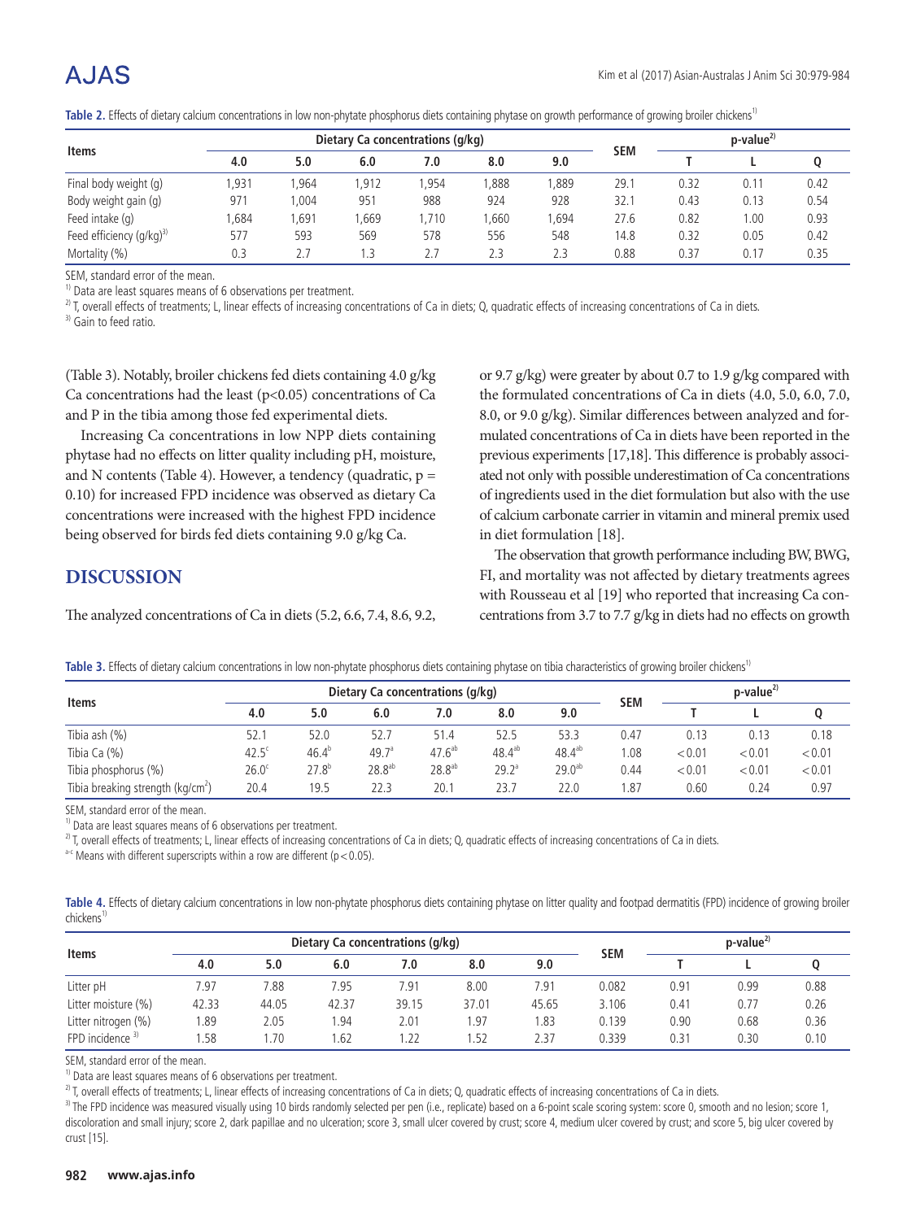**Table 2.** Effects of dietary calcium concentrations in low non-phytate phosphorus diets containing phytase on growth performance of growing broiler chickens[1)]

| Items | Dietary Ca concentrations (g/kg) | | | | | | SEM | p-value[2)] | | |
|---|---|---|---|---|---|---|---|---|---|---|
| | 4.0 | 5.0 | 6.0 | 7.0 | 8.0 | 9.0 | | T | L | Q |
| Final body weight (g) | 1,931 | 1,964 | 1,912 | 1,954 | 1,888 | 1,889 | 29.1 | 0.32 | 0.11 | 0.42 |
| Body weight gain (g) | 971 | 1,004 | 951 | 988 | 924 | 928 | 32.1 | 0.43 | 0.13 | 0.54 |
| Feed intake (g) | 1,684 | 1,691 | 1,669 | 1,710 | 1,660 | 1,694 | 27.6 | 0.82 | 1.00 | 0.93 |
| Feed efficiency (g/kg)[3)] | 577 | 593 | 569 | 578 | 556 | 548 | 14.8 | 0.32 | 0.05 | 0.42 |
| Mortality (%) | 0.3 | 2.7 | 1.3 | 2.7 | 2.3 | 2.3 | 0.88 | 0.37 | 0.17 | 0.35 |

SEM, standard error of the mean.

[1)] Data are least squares means of 6 observations per treatment.

[2)] T, overall effects of treatments; L, linear effects of increasing concentrations of Ca in diets; Q, quadratic effects of increasing concentrations of Ca in diets.

[3)] Gain to feed ratio.

(Table 3). Notably, broiler chickens fed diets containing 4.0 g/kg Ca concentrations had the least ($p<0.05$) concentrations of Ca and P in the tibia among those fed experimental diets.

Increasing Ca concentrations in low NPP diets containing phytase had no effects on litter quality including pH, moisture, and N contents (Table 4). However, a tendency (quadratic, $p = 0.10$) for increased FPD incidence was observed as dietary Ca concentrations were increased with the highest FPD incidence being observed for birds fed diets containing 9.0 g/kg Ca.

## DISCUSSION

The analyzed concentrations of Ca in diets (5.2, 6.6, 7.4, 8.6, 9.2, or 9.7 g/kg) were greater by about 0.7 to 1.9 g/kg compared with the formulated concentrations of Ca in diets (4.0, 5.0, 6.0, 7.0, 8.0, or 9.0 g/kg). Similar differences between analyzed and formulated concentrations of Ca in diets have been reported in the previous experiments [17,18]. This difference is probably associated not only with possible underestimation of Ca concentrations of ingredients used in the diet formulation but also with the use of calcium carbonate carrier in vitamin and mineral premix used in diet formulation [18].

The observation that growth performance including BW, BWG, FI, and mortality was not affected by dietary treatments agrees with Rousseau et al [19] who reported that increasing Ca concentrations from 3.7 to 7.7 g/kg in diets had no effects on growth

**Table 3.** Effects of dietary calcium concentrations in low non-phytate phosphorus diets containing phytase on tibia characteristics of growing broiler chickens[1)]

| Items | Dietary Ca concentrations (g/kg) | | | | | | SEM | p-value[2)] | | |
|---|---|---|---|---|---|---|---|---|---|---|
| | 4.0 | 5.0 | 6.0 | 7.0 | 8.0 | 9.0 | | T | L | Q |
| Tibia ash (%) | 52.1 | 52.0 | 52.7 | 51.4 | 52.5 | 53.3 | 0.47 | 0.13 | 0.13 | 0.18 |
| Tibia Ca (%) | 42.5[c] | 46.4[b] | 49.7[a] | 47.6[ab] | 48.4[ab] | 48.4[ab] | 1.08 | <0.01 | <0.01 | <0.01 |
| Tibia phosphorus (%) | 26.0[c] | 27.8[b] | 28.8[ab] | 28.8[ab] | 29.2[a] | 29.0[ab] | 0.44 | <0.01 | <0.01 | <0.01 |
| Tibia breaking strength (kg/cm$^2$) | 20.4 | 19.5 | 22.3 | 20.1 | 23.7 | 22.0 | 1.87 | 0.60 | 0.24 | 0.97 |

SEM, standard error of the mean.

[1)] Data are least squares means of 6 observations per treatment.

[2)] T, overall effects of treatments; L, linear effects of increasing concentrations of Ca in diets; Q, quadratic effects of increasing concentrations of Ca in diets.

[a-c] Means with different superscripts within a row are different ($p<0.05$).

**Table 4.** Effects of dietary calcium concentrations in low non-phytate phosphorus diets containing phytase on litter quality and footpad dermatitis (FPD) incidence of growing broiler chickens[1)]

| Items | Dietary Ca concentrations (g/kg) | | | | | | SEM | p-value[2)] | | |
|---|---|---|---|---|---|---|---|---|---|---|
| | 4.0 | 5.0 | 6.0 | 7.0 | 8.0 | 9.0 | | T | L | Q |
| Litter pH | 7.97 | 7.88 | 7.95 | 7.91 | 8.00 | 7.91 | 0.082 | 0.91 | 0.99 | 0.88 |
| Litter moisture (%) | 42.33 | 44.05 | 42.37 | 39.15 | 37.01 | 45.65 | 3.106 | 0.41 | 0.77 | 0.26 |
| Litter nitrogen (%) | 1.89 | 2.05 | 1.94 | 2.01 | 1.97 | 1.83 | 0.139 | 0.90 | 0.68 | 0.36 |
| FPD incidence [3)] | 1.58 | 1.70 | 1.62 | 1.22 | 1.52 | 2.37 | 0.339 | 0.31 | 0.30 | 0.10 |

SEM, standard error of the mean.

[1)] Data are least squares means of 6 observations per treatment.

[2)] T, overall effects of treatments; L, linear effects of increasing concentrations of Ca in diets; Q, quadratic effects of increasing concentrations of Ca in diets.

[3)] The FPD incidence was measured visually using 10 birds randomly selected per pen (i.e., replicate) based on a 6-point scale scoring system: score 0, smooth and no lesion; score 1, discoloration and small injury; score 2, dark papillae and no ulceration; score 3, small ulcer covered by crust; score 4, medium ulcer covered by crust; and score 5, big ulcer covered by crust [15].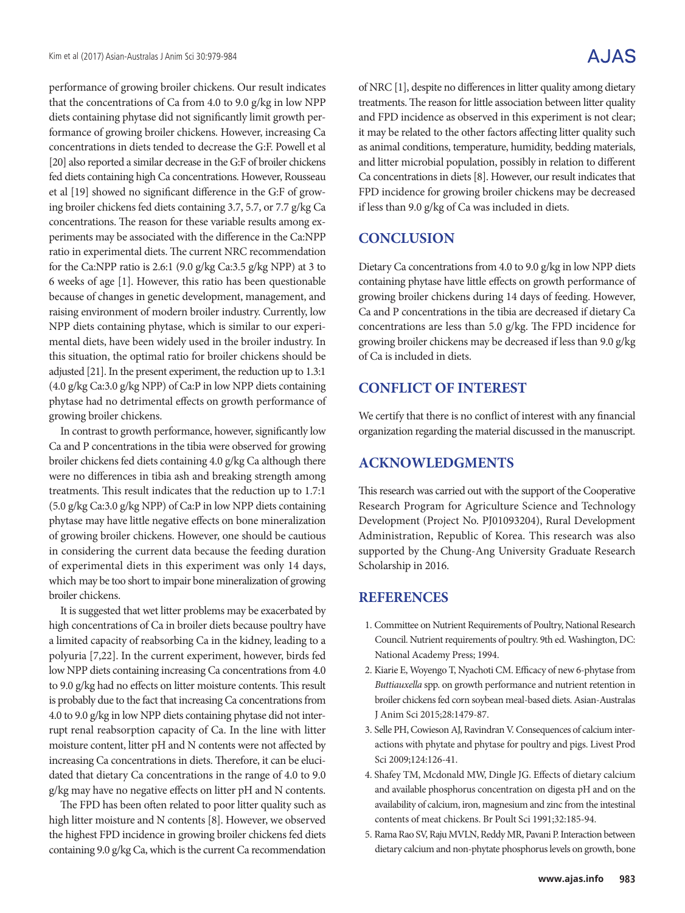performance of growing broiler chickens. Our result indicates that the concentrations of Ca from 4.0 to 9.0 g/kg in low NPP diets containing phytase did not significantly limit growth performance of growing broiler chickens. However, increasing Ca concentrations in diets tended to decrease the G:F. Powell et al [20] also reported a similar decrease in the G:F of broiler chickens fed diets containing high Ca concentrations. However, Rousseau et al [19] showed no significant difference in the G:F of growing broiler chickens fed diets containing 3.7, 5.7, or 7.7 g/kg Ca concentrations. The reason for these variable results among experiments may be associated with the difference in the Ca:NPP ratio in experimental diets. The current NRC recommendation for the Ca:NPP ratio is 2.6:1 (9.0 g/kg Ca:3.5 g/kg NPP) at 3 to 6 weeks of age [1]. However, this ratio has been questionable because of changes in genetic development, management, and raising environment of modern broiler industry. Currently, low NPP diets containing phytase, which is similar to our experimental diets, have been widely used in the broiler industry. In this situation, the optimal ratio for broiler chickens should be adjusted [21]. In the present experiment, the reduction up to 1.3:1 (4.0 g/kg Ca:3.0 g/kg NPP) of Ca:P in low NPP diets containing phytase had no detrimental effects on growth performance of growing broiler chickens.

In contrast to growth performance, however, significantly low Ca and P concentrations in the tibia were observed for growing broiler chickens fed diets containing 4.0 g/kg Ca although there were no differences in tibia ash and breaking strength among treatments. This result indicates that the reduction up to 1.7:1 (5.0 g/kg Ca:3.0 g/kg NPP) of Ca:P in low NPP diets containing phytase may have little negative effects on bone mineralization of growing broiler chickens. However, one should be cautious in considering the current data because the feeding duration of experimental diets in this experiment was only 14 days, which may be too short to impair bone mineralization of growing broiler chickens.

It is suggested that wet litter problems may be exacerbated by high concentrations of Ca in broiler diets because poultry have a limited capacity of reabsorbing Ca in the kidney, leading to a polyuria [7,22]. In the current experiment, however, birds fed low NPP diets containing increasing Ca concentrations from 4.0 to 9.0 g/kg had no effects on litter moisture contents. This result is probably due to the fact that increasing Ca concentrations from 4.0 to 9.0 g/kg in low NPP diets containing phytase did not interrupt renal reabsorption capacity of Ca. In the line with litter moisture content, litter pH and N contents were not affected by increasing Ca concentrations in diets. Therefore, it can be elucidated that dietary Ca concentrations in the range of 4.0 to 9.0 g/kg may have no negative effects on litter pH and N contents.

The FPD has been often related to poor litter quality such as high litter moisture and N contents [8]. However, we observed the highest FPD incidence in growing broiler chickens fed diets containing 9.0 g/kg Ca, which is the current Ca recommendation of NRC [1], despite no differences in litter quality among dietary treatments. The reason for little association between litter quality and FPD incidence as observed in this experiment is not clear; it may be related to the other factors affecting litter quality such as animal conditions, temperature, humidity, bedding materials, and litter microbial population, possibly in relation to different Ca concentrations in diets [8]. However, our result indicates that FPD incidence for growing broiler chickens may be decreased if less than 9.0 g/kg of Ca was included in diets.

## CONCLUSION

Dietary Ca concentrations from 4.0 to 9.0 g/kg in low NPP diets containing phytase have little effects on growth performance of growing broiler chickens during 14 days of feeding. However, Ca and P concentrations in the tibia are decreased if dietary Ca concentrations are less than 5.0 g/kg. The FPD incidence for growing broiler chickens may be decreased if less than 9.0 g/kg of Ca is included in diets.

## CONFLICT OF INTEREST

We certify that there is no conflict of interest with any financial organization regarding the material discussed in the manuscript.

## ACKNOWLEDGMENTS

This research was carried out with the support of the Cooperative Research Program for Agriculture Science and Technology Development (Project No. PJ01093204), Rural Development Administration, Republic of Korea. This research was also supported by the Chung-Ang University Graduate Research Scholarship in 2016.

## REFERENCES

1. Committee on Nutrient Requirements of Poultry, National Research Council. Nutrient requirements of poultry. 9th ed. Washington, DC: National Academy Press; 1994.
2. Kiarie E, Woyengo T, Nyachoti CM. Efficacy of new 6-phytase from *Buttiauxella* spp. on growth performance and nutrient retention in broiler chickens fed corn soybean meal-based diets. Asian-Australas J Anim Sci 2015;28:1479-87.
3. Selle PH, Cowieson AJ, Ravindran V. Consequences of calcium interactions with phytate and phytase for poultry and pigs. Livest Prod Sci 2009;124:126-41.
4. Shafey TM, Mcdonald MW, Dingle JG. Effects of dietary calcium and available phosphorus concentration on digesta pH and on the availability of calcium, iron, magnesium and zinc from the intestinal contents of meat chickens. Br Poult Sci 1991;32:185-94.
5. Rama Rao SV, Raju MVLN, Reddy MR, Pavani P. Interaction between dietary calcium and non-phytate phosphorus levels on growth, bone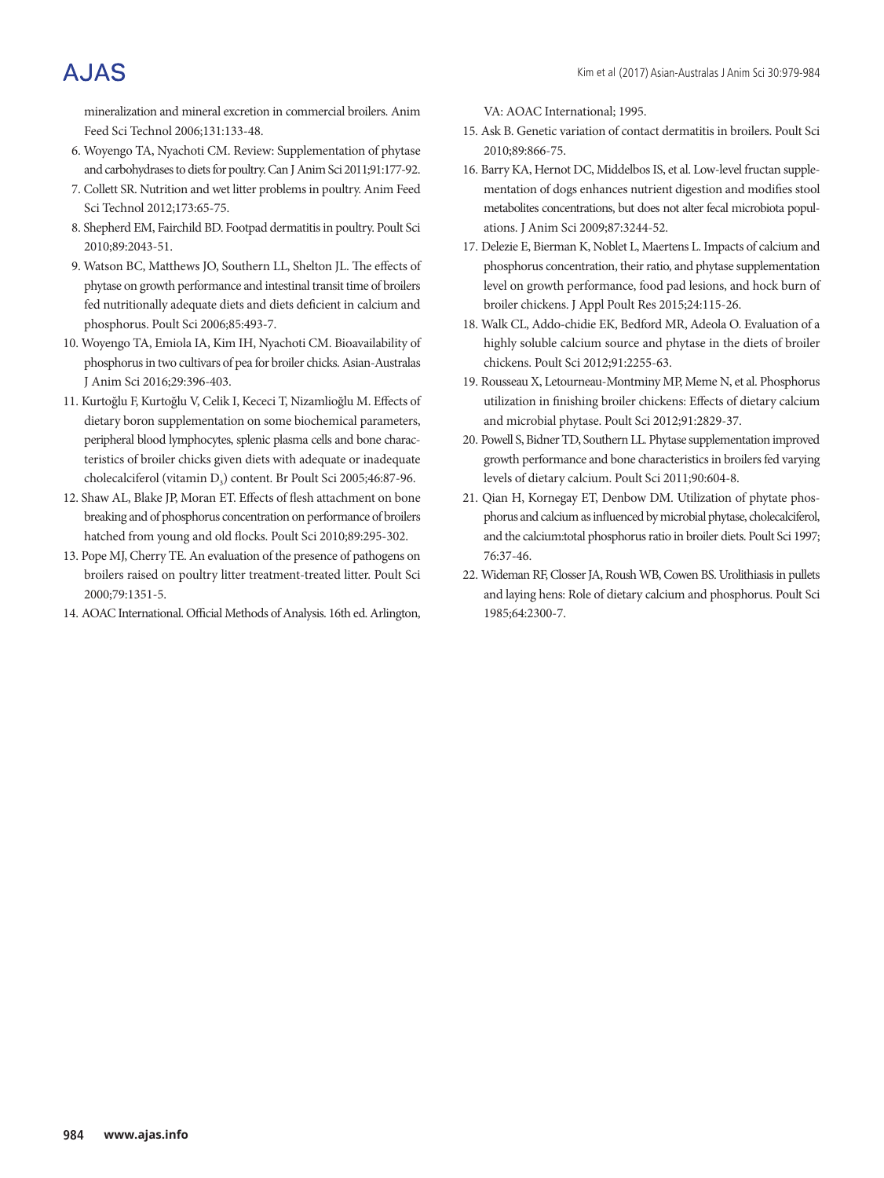mineralization and mineral excretion in commercial broilers. Anim Feed Sci Technol 2006;131:133-48.

6. Woyengo TA, Nyachoti CM. Review: Supplementation of phytase and carbohydrases to diets for poultry. Can J Anim Sci 2011;91:177-92.
7. Collett SR. Nutrition and wet litter problems in poultry. Anim Feed Sci Technol 2012;173:65-75.
8. Shepherd EM, Fairchild BD. Footpad dermatitis in poultry. Poult Sci 2010;89:2043-51.
9. Watson BC, Matthews JO, Southern LL, Shelton JL. The effects of phytase on growth performance and intestinal transit time of broilers fed nutritionally adequate diets and diets deficient in calcium and phosphorus. Poult Sci 2006;85:493-7.
10. Woyengo TA, Emiola IA, Kim IH, Nyachoti CM. Bioavailability of phosphorus in two cultivars of pea for broiler chicks. Asian-Australas J Anim Sci 2016;29:396-403.
11. Kurtoğlu F, Kurtoğlu V, Celik I, Kececi T, Nizamlioğlu M. Effects of dietary boron supplementation on some biochemical parameters, peripheral blood lymphocytes, splenic plasma cells and bone characteristics of broiler chicks given diets with adequate or inadequate cholecalciferol (vitamin $D_3$) content. Br Poult Sci 2005;46:87-96.
12. Shaw AL, Blake JP, Moran ET. Effects of flesh attachment on bone breaking and of phosphorus concentration on performance of broilers hatched from young and old flocks. Poult Sci 2010;89:295-302.
13. Pope MJ, Cherry TE. An evaluation of the presence of pathogens on broilers raised on poultry litter treatment-treated litter. Poult Sci 2000;79:1351-5.
14. AOAC International. Official Methods of Analysis. 16th ed. Arlington, VA: AOAC International; 1995.
15. Ask B. Genetic variation of contact dermatitis in broilers. Poult Sci 2010;89:866-75.
16. Barry KA, Hernot DC, Middelbos IS, et al. Low-level fructan supplementation of dogs enhances nutrient digestion and modifies stool metabolites concentrations, but does not alter fecal microbiota populations. J Anim Sci 2009;87:3244-52.
17. Delezie E, Bierman K, Noblet L, Maertens L. Impacts of calcium and phosphorus concentration, their ratio, and phytase supplementation level on growth performance, food pad lesions, and hock burn of broiler chickens. J Appl Poult Res 2015;24:115-26.
18. Walk CL, Addo-chidie EK, Bedford MR, Adeola O. Evaluation of a highly soluble calcium source and phytase in the diets of broiler chickens. Poult Sci 2012;91:2255-63.
19. Rousseau X, Letourneau-Montminy MP, Meme N, et al. Phosphorus utilization in finishing broiler chickens: Effects of dietary calcium and microbial phytase. Poult Sci 2012;91:2829-37.
20. Powell S, Bidner TD, Southern LL. Phytase supplementation improved growth performance and bone characteristics in broilers fed varying levels of dietary calcium. Poult Sci 2011;90:604-8.
21. Qian H, Kornegay ET, Denbow DM. Utilization of phytate phosphorus and calcium as influenced by microbial phytase, cholecalciferol, and the calcium:total phosphorus ratio in broiler diets. Poult Sci 1997; 76:37-46.
22. Wideman RF, Closser JA, Roush WB, Cowen BS. Urolithiasis in pullets and laying hens: Role of dietary calcium and phosphorus. Poult Sci 1985;64:2300-7.